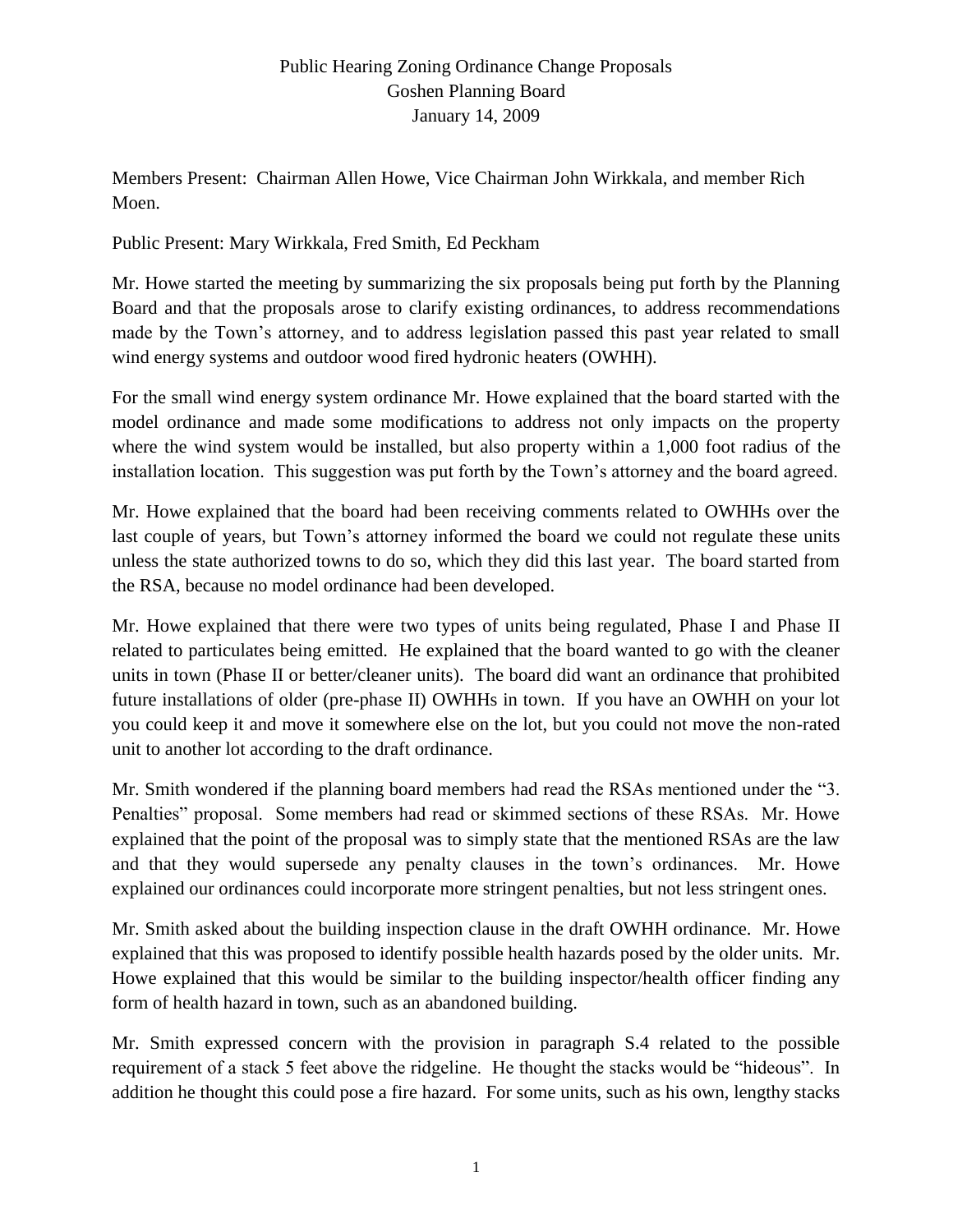# Public Hearing Zoning Ordinance Change Proposals
## Goshen Planning Board
## January 14, 2009

Members Present: Chairman Allen Howe, Vice Chairman John Wirkkala, and member Rich Moen.

Public Present: Mary Wirkkala, Fred Smith, Ed Peckham

Mr. Howe started the meeting by summarizing the six proposals being put forth by the Planning Board and that the proposals arose to clarify existing ordinances, to address recommendations made by the Town's attorney, and to address legislation passed this past year related to small wind energy systems and outdoor wood fired hydronic heaters (OWHH).

For the small wind energy system ordinance Mr. Howe explained that the board started with the model ordinance and made some modifications to address not only impacts on the property where the wind system would be installed, but also property within a 1,000 foot radius of the installation location. This suggestion was put forth by the Town's attorney and the board agreed.

Mr. Howe explained that the board had been receiving comments related to OWHHs over the last couple of years, but Town's attorney informed the board we could not regulate these units unless the state authorized towns to do so, which they did this last year. The board started from the RSA, because no model ordinance had been developed.

Mr. Howe explained that there were two types of units being regulated, Phase I and Phase II related to particulates being emitted. He explained that the board wanted to go with the cleaner units in town (Phase II or better/cleaner units). The board did want an ordinance that prohibited future installations of older (pre-phase II) OWHHs in town. If you have an OWHH on your lot you could keep it and move it somewhere else on the lot, but you could not move the non-rated unit to another lot according to the draft ordinance.

Mr. Smith wondered if the planning board members had read the RSAs mentioned under the "3. Penalties" proposal. Some members had read or skimmed sections of these RSAs. Mr. Howe explained that the point of the proposal was to simply state that the mentioned RSAs are the law and that they would supersede any penalty clauses in the town's ordinances. Mr. Howe explained our ordinances could incorporate more stringent penalties, but not less stringent ones.

Mr. Smith asked about the building inspection clause in the draft OWHH ordinance. Mr. Howe explained that this was proposed to identify possible health hazards posed by the older units. Mr. Howe explained that this would be similar to the building inspector/health officer finding any form of health hazard in town, such as an abandoned building.

Mr. Smith expressed concern with the provision in paragraph S.4 related to the possible requirement of a stack 5 feet above the ridgeline. He thought the stacks would be "hideous". In addition he thought this could pose a fire hazard. For some units, such as his own, lengthy stacks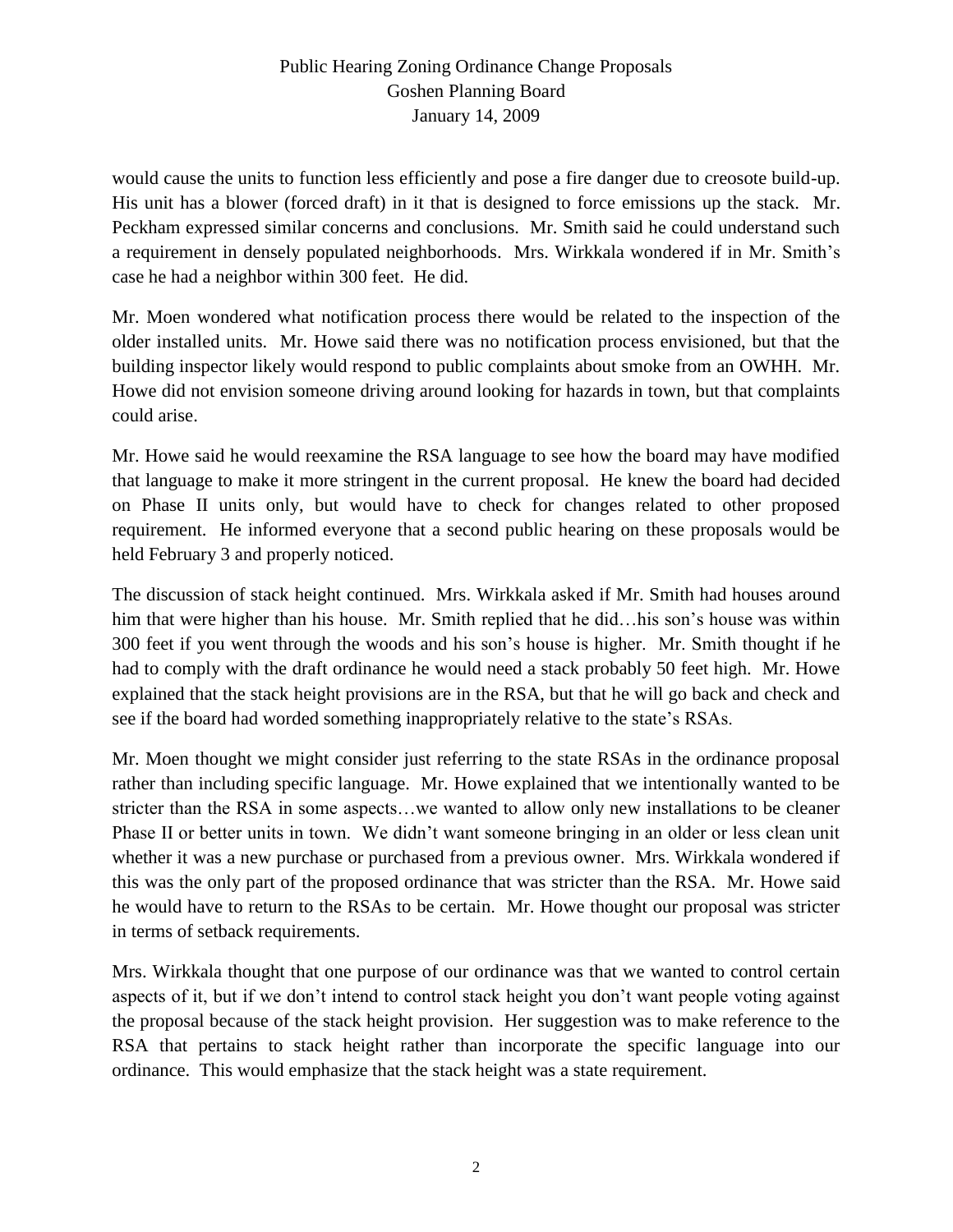would cause the units to function less efficiently and pose a fire danger due to creosote build-up. His unit has a blower (forced draft) in it that is designed to force emissions up the stack. Mr. Peckham expressed similar concerns and conclusions. Mr. Smith said he could understand such a requirement in densely populated neighborhoods. Mrs. Wirkkala wondered if in Mr. Smith's case he had a neighbor within 300 feet. He did.

Mr. Moen wondered what notification process there would be related to the inspection of the older installed units. Mr. Howe said there was no notification process envisioned, but that the building inspector likely would respond to public complaints about smoke from an OWHH. Mr. Howe did not envision someone driving around looking for hazards in town, but that complaints could arise.

Mr. Howe said he would reexamine the RSA language to see how the board may have modified that language to make it more stringent in the current proposal. He knew the board had decided on Phase II units only, but would have to check for changes related to other proposed requirement. He informed everyone that a second public hearing on these proposals would be held February 3 and properly noticed.

The discussion of stack height continued. Mrs. Wirkkala asked if Mr. Smith had houses around him that were higher than his house. Mr. Smith replied that he did…his son's house was within 300 feet if you went through the woods and his son's house is higher. Mr. Smith thought if he had to comply with the draft ordinance he would need a stack probably 50 feet high. Mr. Howe explained that the stack height provisions are in the RSA, but that he will go back and check and see if the board had worded something inappropriately relative to the state's RSAs.

Mr. Moen thought we might consider just referring to the state RSAs in the ordinance proposal rather than including specific language. Mr. Howe explained that we intentionally wanted to be stricter than the RSA in some aspects…we wanted to allow only new installations to be cleaner Phase II or better units in town. We didn't want someone bringing in an older or less clean unit whether it was a new purchase or purchased from a previous owner. Mrs. Wirkkala wondered if this was the only part of the proposed ordinance that was stricter than the RSA. Mr. Howe said he would have to return to the RSAs to be certain. Mr. Howe thought our proposal was stricter in terms of setback requirements.

Mrs. Wirkkala thought that one purpose of our ordinance was that we wanted to control certain aspects of it, but if we don't intend to control stack height you don't want people voting against the proposal because of the stack height provision. Her suggestion was to make reference to the RSA that pertains to stack height rather than incorporate the specific language into our ordinance. This would emphasize that the stack height was a state requirement.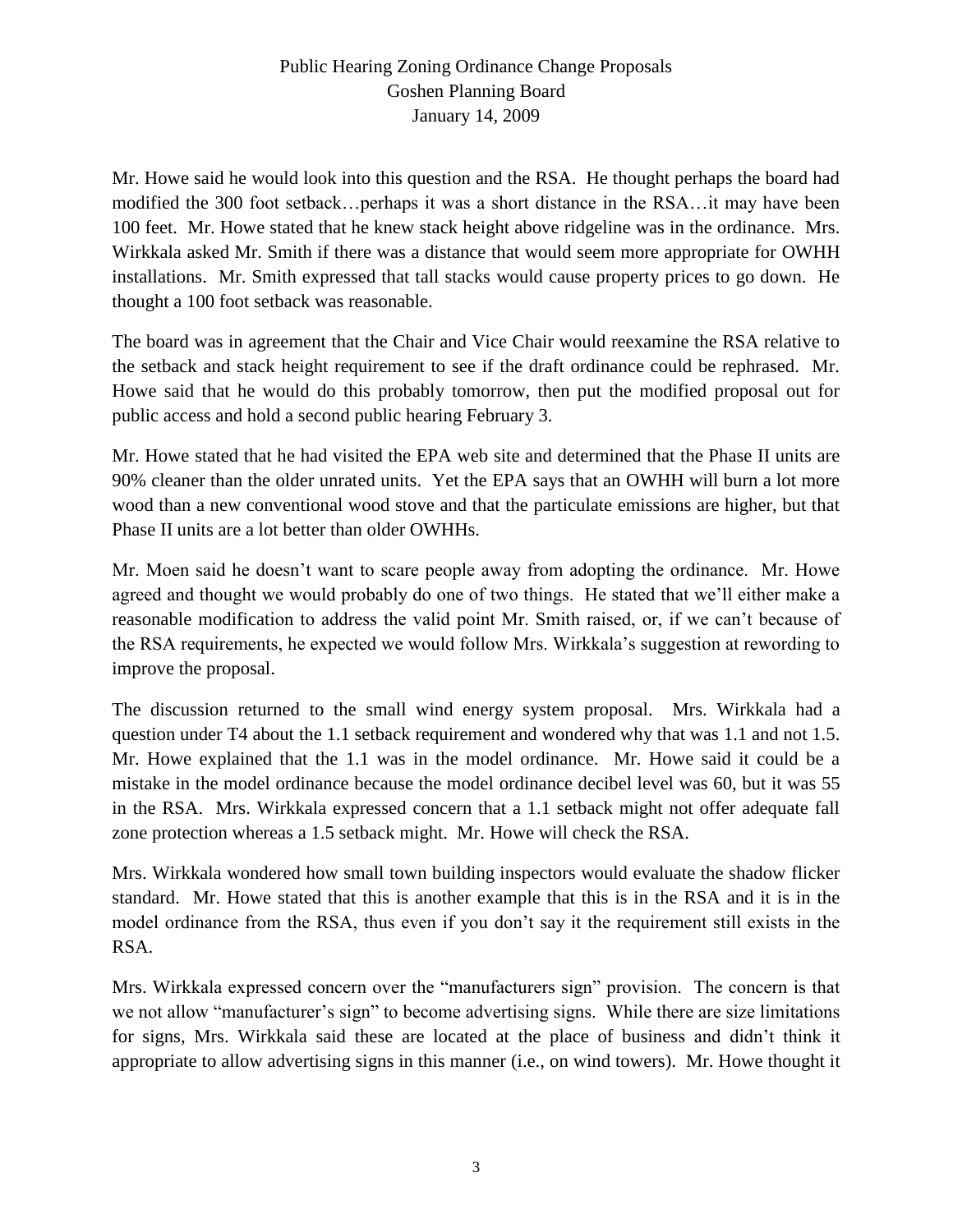Mr. Howe said he would look into this question and the RSA. He thought perhaps the board had modified the 300 foot setback…perhaps it was a short distance in the RSA…it may have been 100 feet. Mr. Howe stated that he knew stack height above ridgeline was in the ordinance. Mrs. Wirkkala asked Mr. Smith if there was a distance that would seem more appropriate for OWHH installations. Mr. Smith expressed that tall stacks would cause property prices to go down. He thought a 100 foot setback was reasonable.

The board was in agreement that the Chair and Vice Chair would reexamine the RSA relative to the setback and stack height requirement to see if the draft ordinance could be rephrased. Mr. Howe said that he would do this probably tomorrow, then put the modified proposal out for public access and hold a second public hearing February 3.

Mr. Howe stated that he had visited the EPA web site and determined that the Phase II units are 90% cleaner than the older unrated units. Yet the EPA says that an OWHH will burn a lot more wood than a new conventional wood stove and that the particulate emissions are higher, but that Phase II units are a lot better than older OWHHs.

Mr. Moen said he doesn't want to scare people away from adopting the ordinance. Mr. Howe agreed and thought we would probably do one of two things. He stated that we'll either make a reasonable modification to address the valid point Mr. Smith raised, or, if we can't because of the RSA requirements, he expected we would follow Mrs. Wirkkala's suggestion at rewording to improve the proposal.

The discussion returned to the small wind energy system proposal. Mrs. Wirkkala had a question under T4 about the 1.1 setback requirement and wondered why that was 1.1 and not 1.5. Mr. Howe explained that the 1.1 was in the model ordinance. Mr. Howe said it could be a mistake in the model ordinance because the model ordinance decibel level was 60, but it was 55 in the RSA. Mrs. Wirkkala expressed concern that a 1.1 setback might not offer adequate fall zone protection whereas a 1.5 setback might. Mr. Howe will check the RSA.

Mrs. Wirkkala wondered how small town building inspectors would evaluate the shadow flicker standard. Mr. Howe stated that this is another example that this is in the RSA and it is in the model ordinance from the RSA, thus even if you don't say it the requirement still exists in the RSA.

Mrs. Wirkkala expressed concern over the "manufacturers sign" provision. The concern is that we not allow "manufacturer's sign" to become advertising signs. While there are size limitations for signs, Mrs. Wirkkala said these are located at the place of business and didn't think it appropriate to allow advertising signs in this manner (i.e., on wind towers). Mr. Howe thought it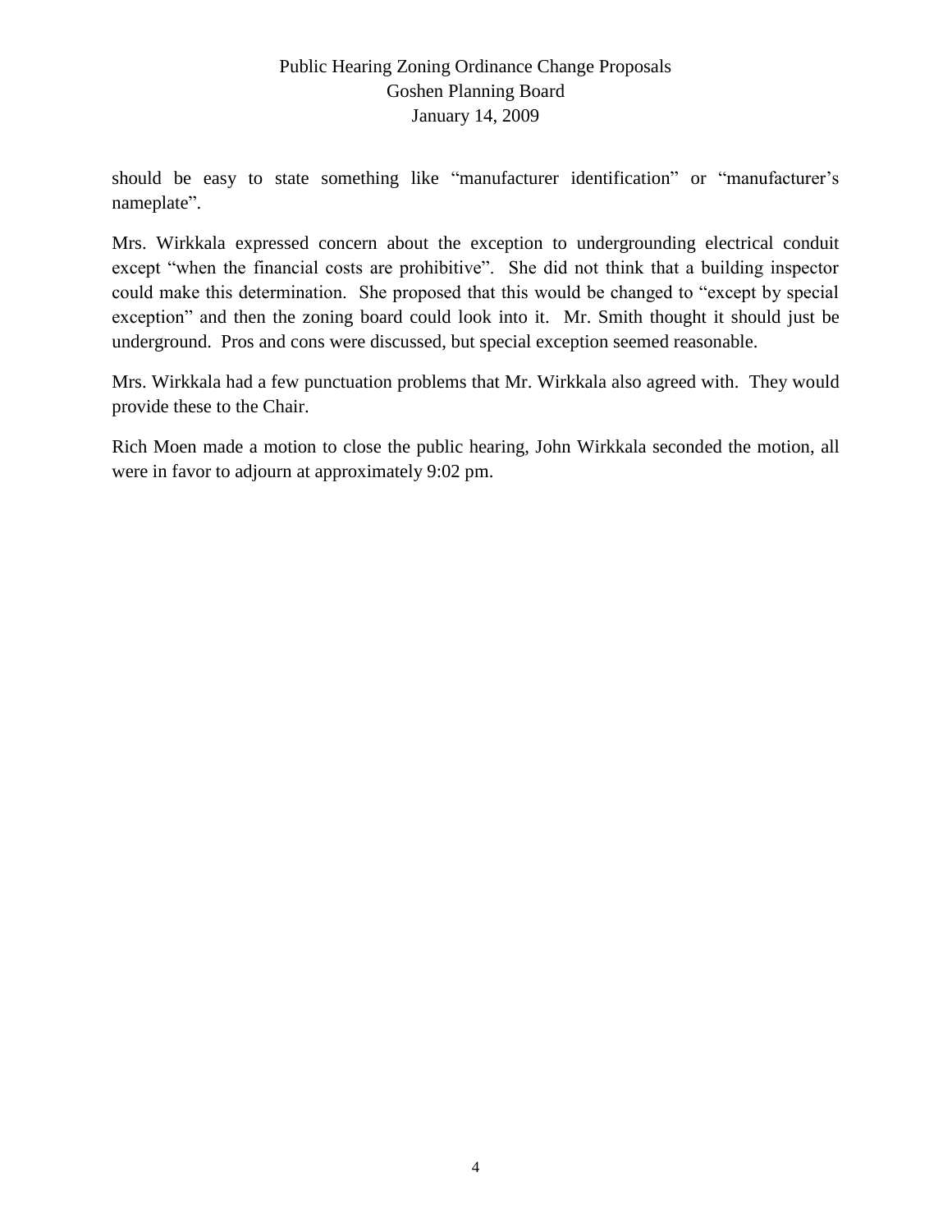should be easy to state something like "manufacturer identification" or "manufacturer's nameplate".

Mrs. Wirkkala expressed concern about the exception to undergrounding electrical conduit except "when the financial costs are prohibitive". She did not think that a building inspector could make this determination. She proposed that this would be changed to "except by special exception" and then the zoning board could look into it. Mr. Smith thought it should just be underground. Pros and cons were discussed, but special exception seemed reasonable.

Mrs. Wirkkala had a few punctuation problems that Mr. Wirkkala also agreed with. They would provide these to the Chair.

Rich Moen made a motion to close the public hearing, John Wirkkala seconded the motion, all were in favor to adjourn at approximately 9:02 pm.